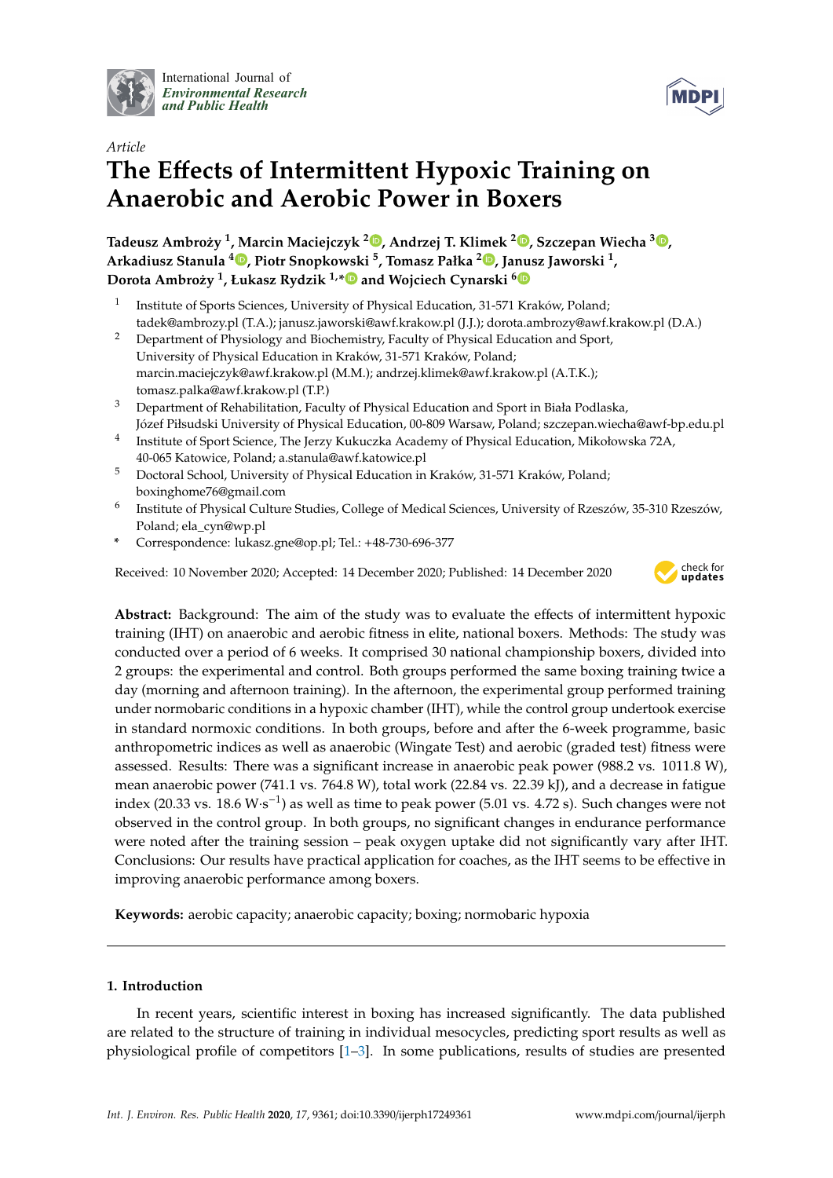International Journal of *Environmental Research and Public Health*

*Article*

# The Effects of Intermittent Hypoxic Training on Anaerobic and Aerobic Power in Boxers

**Tadeusz Ambroży [1], Marcin Maciejczyk [2], Andrzej T. Klimek [2], Szczepan Wiecha [3], Arkadiusz Stanula [4], Piotr Snopkowski [5], Tomasz Pałka [2], Janusz Jaworski [1], Dorota Ambroży [1], Łukasz Rydzik [1,*] and Wojciech Cynarski [6]**

1 Institute of Sports Sciences, University of Physical Education, 31-571 Kraków, Poland; tadek@ambrozy.pl (T.A.); janusz.jaworski@awf.krakow.pl (J.J.); dorota.ambrozy@awf.krakow.pl (D.A.)

2 Department of Physiology and Biochemistry, Faculty of Physical Education and Sport, University of Physical Education in Kraków, 31-571 Kraków, Poland; marcin.maciejczyk@awf.krakow.pl (M.M.); andrzej.klimek@awf.krakow.pl (A.T.K.); tomasz.palka@awf.krakow.pl (T.P.)

3 Department of Rehabilitation, Faculty of Physical Education and Sport in Biała Podlaska, Józef Piłsudski University of Physical Education, 00-809 Warsaw, Poland; szczepan.wiecha@awf-bp.edu.pl

4 Institute of Sport Science, The Jerzy Kukuczka Academy of Physical Education, Mikołowska 72A, 40-065 Katowice, Poland; a.stanula@awf.katowice.pl

5 Doctoral School, University of Physical Education in Kraków, 31-571 Kraków, Poland; boxinghome76@gmail.com

6 Institute of Physical Culture Studies, College of Medical Sciences, University of Rzeszów, 35-310 Rzeszów, Poland; ela_cyn@wp.pl

* Correspondence: lukasz.gne@op.pl; Tel.: +48-730-696-377

Received: 10 November 2020; Accepted: 14 December 2020; Published: 14 December 2020

**Abstract:** Background: The aim of the study was to evaluate the effects of intermittent hypoxic training (IHT) on anaerobic and aerobic fitness in elite, national boxers. Methods: The study was conducted over a period of 6 weeks. It comprised 30 national championship boxers, divided into 2 groups: the experimental and control. Both groups performed the same boxing training twice a day (morning and afternoon training). In the afternoon, the experimental group performed training under normobaric conditions in a hypoxic chamber (IHT), while the control group undertook exercise in standard normoxic conditions. In both groups, before and after the 6-week programme, basic anthropometric indices as well as anaerobic (Wingate Test) and aerobic (graded test) fitness were assessed. Results: There was a significant increase in anaerobic peak power (988.2 vs. 1011.8 W), mean anaerobic power (741.1 vs. 764.8 W), total work (22.84 vs. 22.39 kJ), and a decrease in fatigue index (20.33 vs. 18.6 $W \cdot s^{-1}$) as well as time to peak power (5.01 vs. 4.72 s). Such changes were not observed in the control group. In both groups, no significant changes in endurance performance were noted after the training session – peak oxygen uptake did not significantly vary after IHT. Conclusions: Our results have practical application for coaches, as the IHT seems to be effective in improving anaerobic performance among boxers.

**Keywords:** aerobic capacity; anaerobic capacity; boxing; normobaric hypoxia

## 1. Introduction

In recent years, scientific interest in boxing has increased significantly. The data published are related to the structure of training in individual mesocycles, predicting sport results as well as physiological profile of competitors [1–3]. In some publications, results of studies are presented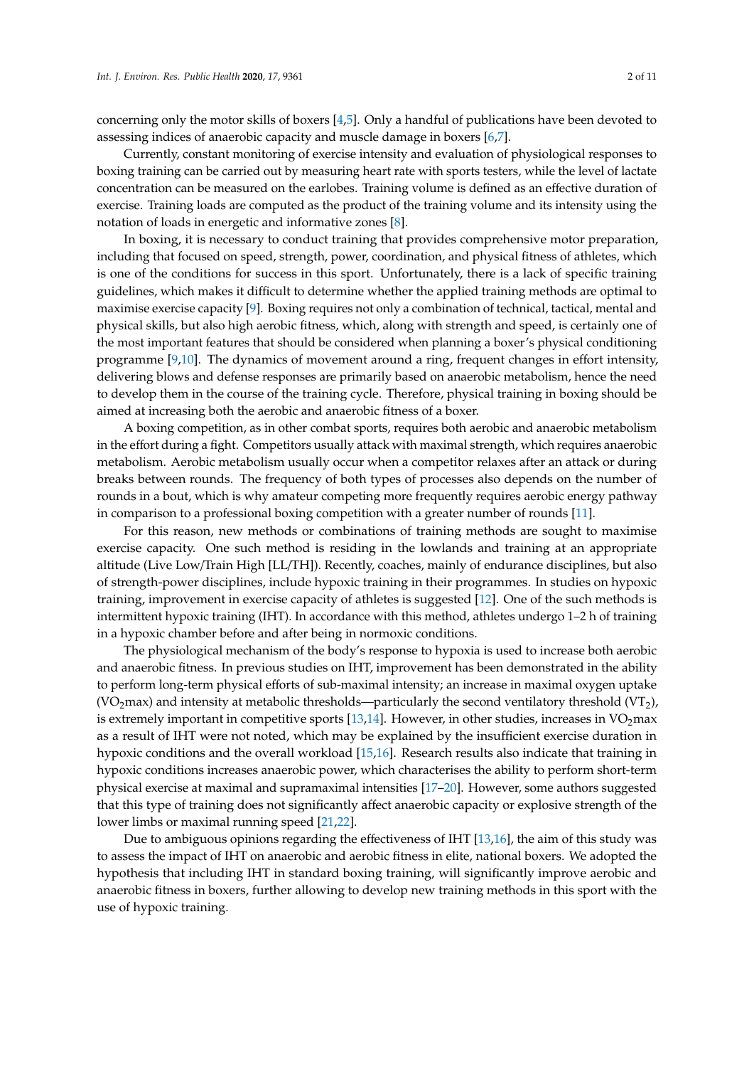concerning only the motor skills of boxers [4,5]. Only a handful of publications have been devoted to assessing indices of anaerobic capacity and muscle damage in boxers [6,7].

Currently, constant monitoring of exercise intensity and evaluation of physiological responses to boxing training can be carried out by measuring heart rate with sports testers, while the level of lactate concentration can be measured on the earlobes. Training volume is defined as an effective duration of exercise. Training loads are computed as the product of the training volume and its intensity using the notation of loads in energetic and informative zones [8].

In boxing, it is necessary to conduct training that provides comprehensive motor preparation, including that focused on speed, strength, power, coordination, and physical fitness of athletes, which is one of the conditions for success in this sport. Unfortunately, there is a lack of specific training guidelines, which makes it difficult to determine whether the applied training methods are optimal to maximise exercise capacity [9]. Boxing requires not only a combination of technical, tactical, mental and physical skills, but also high aerobic fitness, which, along with strength and speed, is certainly one of the most important features that should be considered when planning a boxer's physical conditioning programme [9,10]. The dynamics of movement around a ring, frequent changes in effort intensity, delivering blows and defense responses are primarily based on anaerobic metabolism, hence the need to develop them in the course of the training cycle. Therefore, physical training in boxing should be aimed at increasing both the aerobic and anaerobic fitness of a boxer.

A boxing competition, as in other combat sports, requires both aerobic and anaerobic metabolism in the effort during a fight. Competitors usually attack with maximal strength, which requires anaerobic metabolism. Aerobic metabolism usually occur when a competitor relaxes after an attack or during breaks between rounds. The frequency of both types of processes also depends on the number of rounds in a bout, which is why amateur competing more frequently requires aerobic energy pathway in comparison to a professional boxing competition with a greater number of rounds [11].

For this reason, new methods or combinations of training methods are sought to maximise exercise capacity. One such method is residing in the lowlands and training at an appropriate altitude (Live Low/Train High [LL/TH]). Recently, coaches, mainly of endurance disciplines, but also of strength-power disciplines, include hypoxic training in their programmes. In studies on hypoxic training, improvement in exercise capacity of athletes is suggested [12]. One of the such methods is intermittent hypoxic training (IHT). In accordance with this method, athletes undergo 1–2 h of training in a hypoxic chamber before and after being in normoxic conditions.

The physiological mechanism of the body's response to hypoxia is used to increase both aerobic and anaerobic fitness. In previous studies on IHT, improvement has been demonstrated in the ability to perform long-term physical efforts of sub-maximal intensity; an increase in maximal oxygen uptake ($VO_2$max) and intensity at metabolic thresholds—particularly the second ventilatory threshold ($VT_2$), is extremely important in competitive sports [13,14]. However, in other studies, increases in $VO_2$max as a result of IHT were not noted, which may be explained by the insufficient exercise duration in hypoxic conditions and the overall workload [15,16]. Research results also indicate that training in hypoxic conditions increases anaerobic power, which characterises the ability to perform short-term physical exercise at maximal and supramaximal intensities [17–20]. However, some authors suggested that this type of training does not significantly affect anaerobic capacity or explosive strength of the lower limbs or maximal running speed [21,22].

Due to ambiguous opinions regarding the effectiveness of IHT [13,16], the aim of this study was to assess the impact of IHT on anaerobic and aerobic fitness in elite, national boxers. We adopted the hypothesis that including IHT in standard boxing training, will significantly improve aerobic and anaerobic fitness in boxers, further allowing to develop new training methods in this sport with the use of hypoxic training.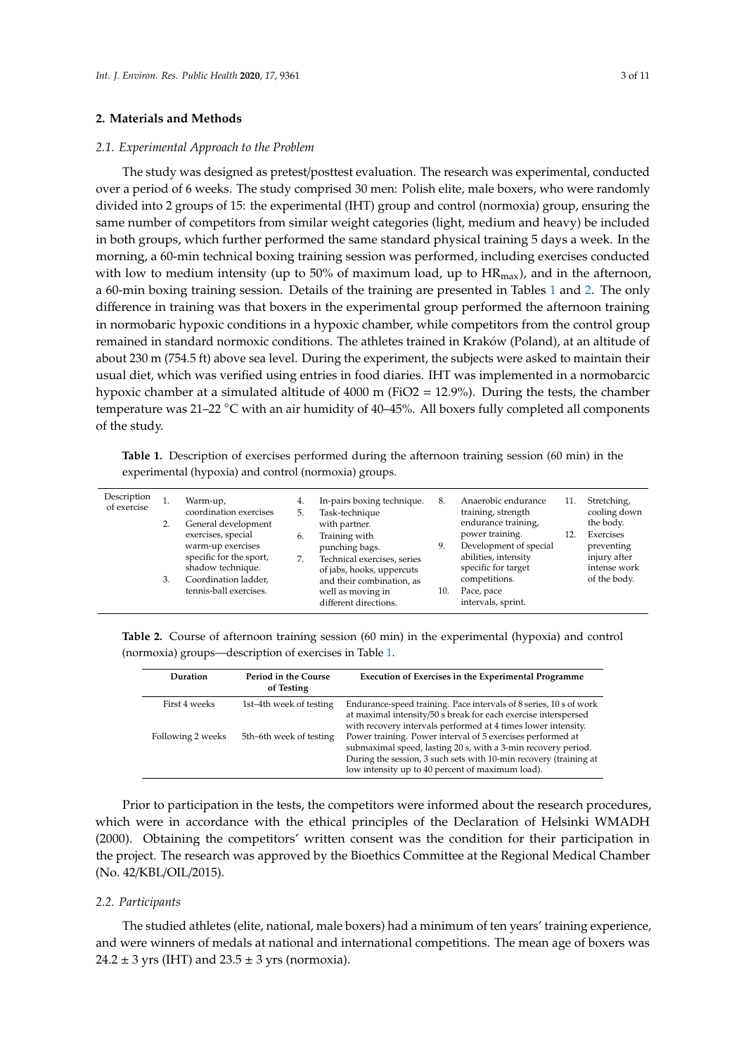## 2. Materials and Methods

### 2.1. Experimental Approach to the Problem

The study was designed as pretest/posttest evaluation. The research was experimental, conducted over a period of 6 weeks. The study comprised 30 men: Polish elite, male boxers, who were randomly divided into 2 groups of 15: the experimental (IHT) group and control (normoxia) group, ensuring the same number of competitors from similar weight categories (light, medium and heavy) be included in both groups, which further performed the same standard physical training 5 days a week. In the morning, a 60-min technical boxing training session was performed, including exercises conducted with low to medium intensity (up to 50% of maximum load, up to $HR_{max}$), and in the afternoon, a 60-min boxing training session. Details of the training are presented in Tables 1 and 2. The only difference in training was that boxers in the experimental group performed the afternoon training in normobaric hypoxic conditions in a hypoxic chamber, while competitors from the control group remained in standard normoxic conditions. The athletes trained in Kraków (Poland), at an altitude of about 230 m (754.5 ft) above sea level. During the experiment, the subjects were asked to maintain their usual diet, which was verified using entries in food diaries. IHT was implemented in a normobarcic hypoxic chamber at a simulated altitude of 4000 m (FiO2 = 12.9%). During the tests, the chamber temperature was 21–22 °C with an air humidity of 40–45%. All boxers fully completed all components of the study.

**Table 1.** Description of exercises performed during the afternoon training session (60 min) in the experimental (hypoxia) and control (normoxia) groups.

| Description of exercise | | | | |
|---|---|---|---|---|
| | 1. Warm-up, coordination exercises<br>2. General development exercises, special warm-up exercises specific for the sport, shadow technique.<br>3. Coordination ladder, tennis-ball exercises. | 4. In-pairs boxing technique.<br>5. Task-technique with partner.<br>6. Training with punching bags.<br>7. Technical exercises, series of jabs, hooks, uppercuts and their combination, as well as moving in different directions. | 8. Anaerobic endurance training, strength endurance training, power training.<br>9. Development of special abilities, intensity specific for target competitions.<br>10. Pace, pace intervals, sprint. | 11. Stretching, cooling down the body.<br>12. Exercises preventing injury after intense work of the body. |

**Table 2.** Course of afternoon training session (60 min) in the experimental (hypoxia) and control (normoxia) groups—description of exercises in Table 1.

| Duration | Period in the Course of Testing | Execution of Exercises in the Experimental Programme |
|---|---|---|
| First 4 weeks | 1st–4th week of testing | Endurance-speed training. Pace intervals of 8 series, 10 s of work at maximal intensity/50 s break for each exercise interspersed with recovery intervals performed at 4 times lower intensity. |
| Following 2 weeks | 5th–6th week of testing | Power training. Power interval of 5 exercises performed at submaximal speed, lasting 20 s, with a 3-min recovery period. During the session, 3 such sets with 10-min recovery (training at low intensity up to 40 percent of maximum load). |

Prior to participation in the tests, the competitors were informed about the research procedures, which were in accordance with the ethical principles of the Declaration of Helsinki WMADH (2000). Obtaining the competitors' written consent was the condition for their participation in the project. The research was approved by the Bioethics Committee at the Regional Medical Chamber (No. 42/KBL/OIL/2015).

### 2.2. Participants

The studied athletes (elite, national, male boxers) had a minimum of ten years' training experience, and were winners of medals at national and international competitions. The mean age of boxers was 24.2 ± 3 yrs (IHT) and 23.5 ± 3 yrs (normoxia).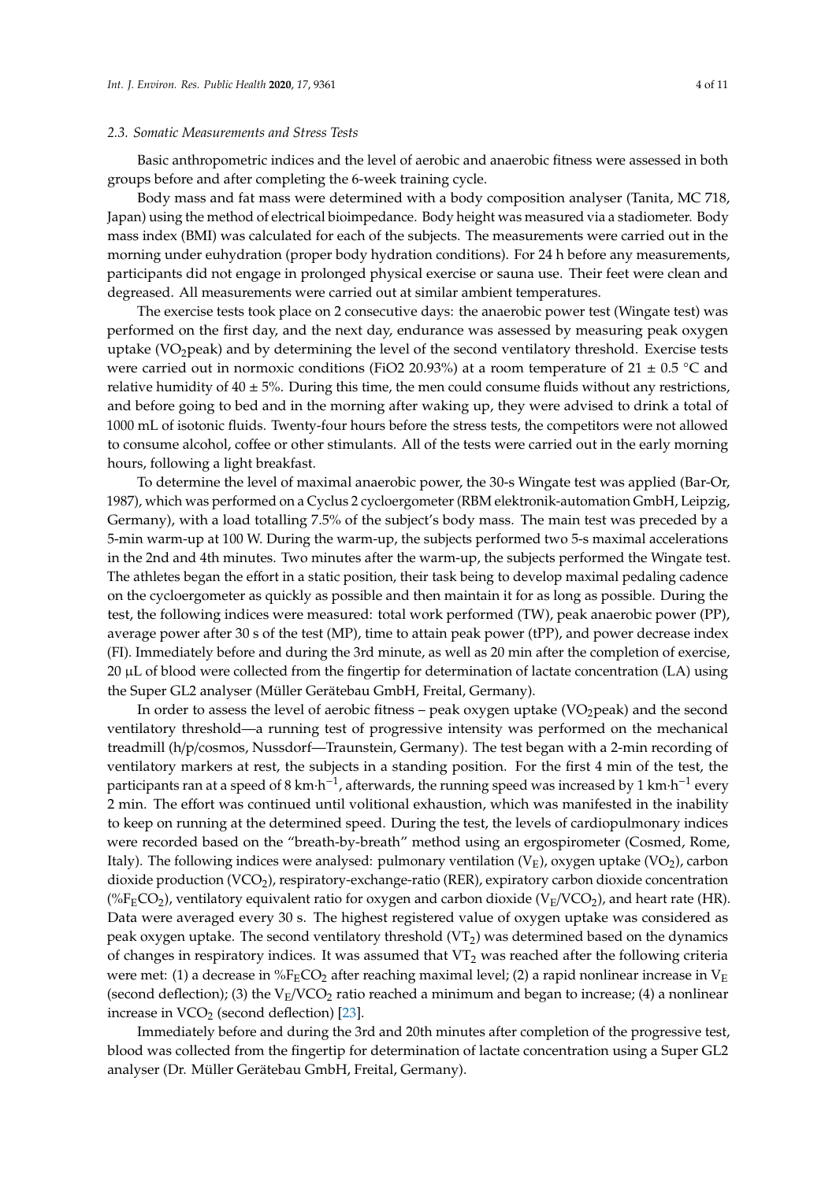### 2.3. Somatic Measurements and Stress Tests

Basic anthropometric indices and the level of aerobic and anaerobic fitness were assessed in both groups before and after completing the 6-week training cycle.

Body mass and fat mass were determined with a body composition analyser (Tanita, MC 718, Japan) using the method of electrical bioimpedance. Body height was measured via a stadiometer. Body mass index (BMI) was calculated for each of the subjects. The measurements were carried out in the morning under euhydration (proper body hydration conditions). For 24 h before any measurements, participants did not engage in prolonged physical exercise or sauna use. Their feet were clean and degreased. All measurements were carried out at similar ambient temperatures.

The exercise tests took place on 2 consecutive days: the anaerobic power test (Wingate test) was performed on the first day, and the next day, endurance was assessed by measuring peak oxygen uptake ($VO_2$peak) and by determining the level of the second ventilatory threshold. Exercise tests were carried out in normoxic conditions (FiO2 20.93%) at a room temperature of 21 ± 0.5 °C and relative humidity of 40 ± 5%. During this time, the men could consume fluids without any restrictions, and before going to bed and in the morning after waking up, they were advised to drink a total of 1000 mL of isotonic fluids. Twenty-four hours before the stress tests, the competitors were not allowed to consume alcohol, coffee or other stimulants. All of the tests were carried out in the early morning hours, following a light breakfast.

To determine the level of maximal anaerobic power, the 30-s Wingate test was applied (Bar-Or, 1987), which was performed on a Cyclus 2 cycloergometer (RBM elektronik-automation GmbH, Leipzig, Germany), with a load totalling 7.5% of the subject's body mass. The main test was preceded by a 5-min warm-up at 100 W. During the warm-up, the subjects performed two 5-s maximal accelerations in the 2nd and 4th minutes. Two minutes after the warm-up, the subjects performed the Wingate test. The athletes began the effort in a static position, their task being to develop maximal pedaling cadence on the cycloergometer as quickly as possible and then maintain it for as long as possible. During the test, the following indices were measured: total work performed (TW), peak anaerobic power (PP), average power after 30 s of the test (MP), time to attain peak power (tPP), and power decrease index (FI). Immediately before and during the 3rd minute, as well as 20 min after the completion of exercise, 20 μL of blood were collected from the fingertip for determination of lactate concentration (LA) using the Super GL2 analyser (Müller Gerätebau GmbH, Freital, Germany).

In order to assess the level of aerobic fitness – peak oxygen uptake ($VO_2$peak) and the second ventilatory threshold—a running test of progressive intensity was performed on the mechanical treadmill (h/p/cosmos, Nussdorf—Traunstein, Germany). The test began with a 2-min recording of ventilatory markers at rest, the subjects in a standing position. For the first 4 min of the test, the participants ran at a speed of 8 $km \cdot h^{-1}$, afterwards, the running speed was increased by 1 $km \cdot h^{-1}$ every 2 min. The effort was continued until volitional exhaustion, which was manifested in the inability to keep on running at the determined speed. During the test, the levels of cardiopulmonary indices were recorded based on the "breath-by-breath" method using an ergospirometer (Cosmed, Rome, Italy). The following indices were analysed: pulmonary ventilation ($V_E$), oxygen uptake ($VO_2$), carbon dioxide production ($VCO_2$), respiratory-exchange-ratio (RER), expiratory carbon dioxide concentration ($\%F_ECO_2$), ventilatory equivalent ratio for oxygen and carbon dioxide ($V_E/VCO_2$), and heart rate (HR). Data were averaged every 30 s. The highest registered value of oxygen uptake was considered as peak oxygen uptake. The second ventilatory threshold ($VT_2$) was determined based on the dynamics of changes in respiratory indices. It was assumed that $VT_2$ was reached after the following criteria were met: (1) a decrease in $\%F_ECO_2$ after reaching maximal level; (2) a rapid nonlinear increase in $V_E$ (second deflection); (3) the $V_E/VCO_2$ ratio reached a minimum and began to increase; (4) a nonlinear increase in $VCO_2$ (second deflection) [23].

Immediately before and during the 3rd and 20th minutes after completion of the progressive test, blood was collected from the fingertip for determination of lactate concentration using a Super GL2 analyser (Dr. Müller Gerätebau GmbH, Freital, Germany).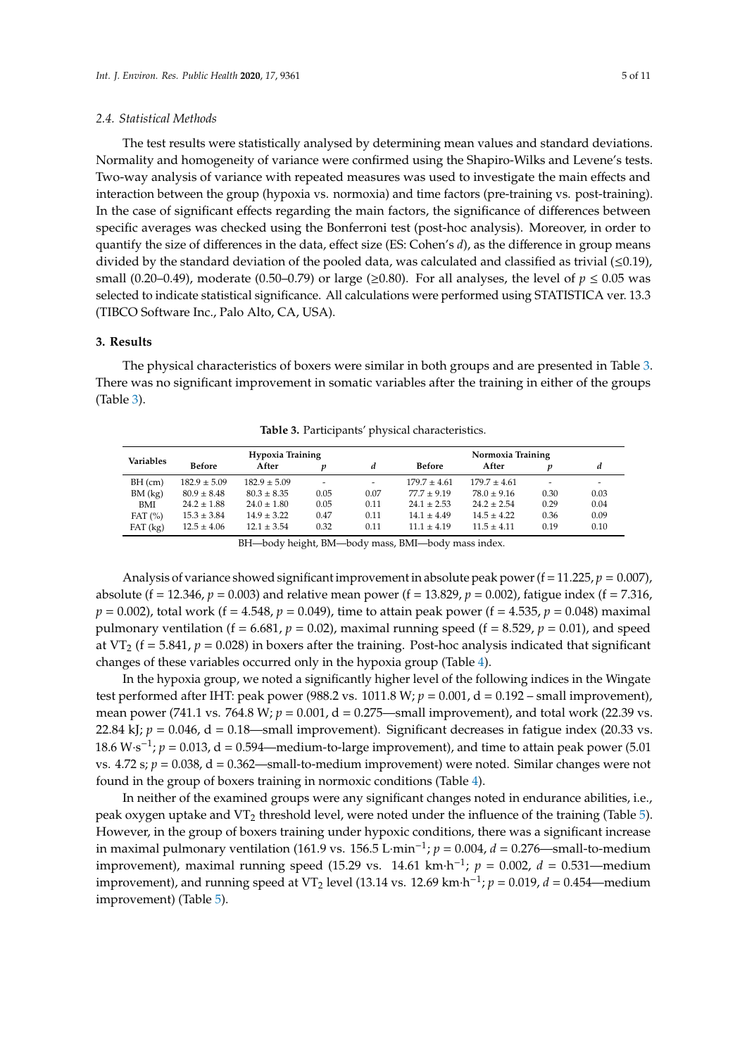### 2.4. Statistical Methods

The test results were statistically analysed by determining mean values and standard deviations. Normality and homogeneity of variance were confirmed using the Shapiro-Wilks and Levene's tests. Two-way analysis of variance with repeated measures was used to investigate the main effects and interaction between the group (hypoxia vs. normoxia) and time factors (pre-training vs. post-training). In the case of significant effects regarding the main factors, the significance of differences between specific averages was checked using the Bonferroni test (post-hoc analysis). Moreover, in order to quantify the size of differences in the data, effect size (ES: Cohen's $d$), as the difference in group means divided by the standard deviation of the pooled data, was calculated and classified as trivial (≤0.19), small (0.20–0.49), moderate (0.50–0.79) or large (≥0.80). For all analyses, the level of $p \leq 0.05$ was selected to indicate statistical significance. All calculations were performed using STATISTICA ver. 13.3 (TIBCO Software Inc., Palo Alto, CA, USA).

## 3. Results

The physical characteristics of boxers were similar in both groups and are presented in Table 3. There was no significant improvement in somatic variables after the training in either of the groups (Table 3).

**Table 3.** Participants' physical characteristics.

| Variables | Hypoxia Training | | | | Normoxia Training | | | |
|---|---|---|---|---|---|---|---|---|
| | Before | After | $p$ | $d$ | Before | After | $p$ | $d$ |
| BH (cm) | 182.9 ± 5.09 | 182.9 ± 5.09 | - | - | 179.7 ± 4.61 | 179.7 ± 4.61 | - | - |
| BM (kg) | 80.9 ± 8.48 | 80.3 ± 8.35 | 0.05 | 0.07 | 77.7 ± 9.19 | 78.0 ± 9.16 | 0.30 | 0.03 |
| BMI | 24.2 ± 1.88 | 24.0 ± 1.80 | 0.05 | 0.11 | 24.1 ± 2.53 | 24.2 ± 2.54 | 0.29 | 0.04 |
| FAT (%) | 15.3 ± 3.84 | 14.9 ± 3.22 | 0.47 | 0.11 | 14.1 ± 4.49 | 14.5 ± 4.22 | 0.36 | 0.09 |
| FAT (kg) | 12.5 ± 4.06 | 12.1 ± 3.54 | 0.32 | 0.11 | 11.1 ± 4.19 | 11.5 ± 4.11 | 0.19 | 0.10 |

BH—body height, BM—body mass, BMI—body mass index.

Analysis of variance showed significant improvement in absolute peak power (f = 11.225, $p$ = 0.007), absolute (f = 12.346, $p$ = 0.003) and relative mean power (f = 13.829, $p$ = 0.002), fatigue index (f = 7.316, $p$ = 0.002), total work (f = 4.548, $p$ = 0.049), time to attain peak power (f = 4.535, $p$ = 0.048) maximal pulmonary ventilation (f = 6.681, $p$ = 0.02), maximal running speed (f = 8.529, $p$ = 0.01), and speed at $VT_2$ (f = 5.841, $p$ = 0.028) in boxers after the training. Post-hoc analysis indicated that significant changes of these variables occurred only in the hypoxia group (Table 4).

In the hypoxia group, we noted a significantly higher level of the following indices in the Wingate test performed after IHT: peak power (988.2 vs. 1011.8 W; $p$ = 0.001, d = 0.192 – small improvement), mean power (741.1 vs. 764.8 W; $p$ = 0.001, d = 0.275—small improvement), and total work (22.39 vs. 22.84 kJ; $p$ = 0.046, d = 0.18—small improvement). Significant decreases in fatigue index (20.33 vs. 18.6 $W \cdot s^{-1}$; $p$ = 0.013, d = 0.594—medium-to-large improvement), and time to attain peak power (5.01 vs. 4.72 s; $p$ = 0.038, d = 0.362—small-to-medium improvement) were noted. Similar changes were not found in the group of boxers training in normoxic conditions (Table 4).

In neither of the examined groups were any significant changes noted in endurance abilities, i.e., peak oxygen uptake and $VT_2$ threshold level, were noted under the influence of the training (Table 5). However, in the group of boxers training under hypoxic conditions, there was a significant increase in maximal pulmonary ventilation (161.9 vs. 156.5 $L \cdot min^{-1}$; $p$ = 0.004, $d$ = 0.276—small-to-medium improvement), maximal running speed (15.29 vs. 14.61 $km \cdot h^{-1}$; $p$ = 0.002, $d$ = 0.531—medium improvement), and running speed at $VT_2$ level (13.14 vs. 12.69 $km \cdot h^{-1}$; $p$ = 0.019, $d$ = 0.454—medium improvement) (Table 5).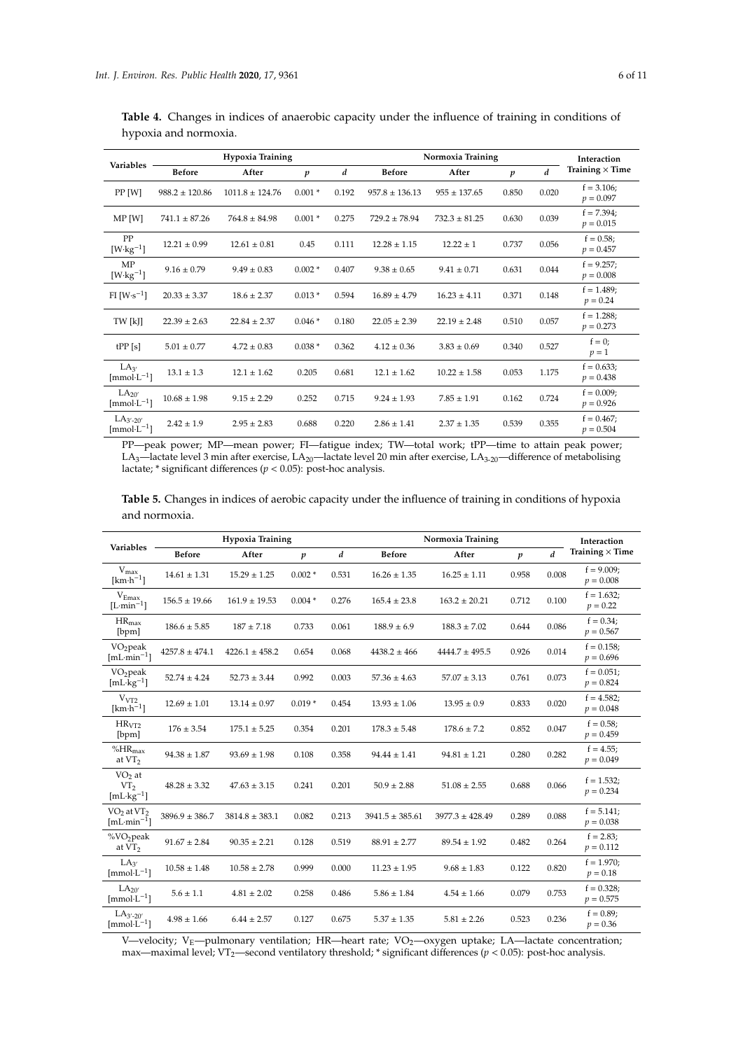**Table 4.** Changes in indices of anaerobic capacity under the influence of training in conditions of hypoxia and normoxia.

| Variables | Hypoxia Training | | | | Normoxia Training | | | | Interaction Training × Time |
|---|---|---|---|---|---|---|---|---|---|
| | Before | After | $p$ | $d$ | Before | After | $p$ | $d$ | |
| PP [W] | 988.2 ± 120.86 | 1011.8 ± 124.76 | 0.001 * | 0.192 | 957.8 ± 136.13 | 955 ± 137.65 | 0.850 | 0.020 | f = 3.106; $p$ = 0.097 |
| MP [W] | 741.1 ± 87.26 | 764.8 ± 84.98 | 0.001 * | 0.275 | 729.2 ± 78.94 | 732.3 ± 81.25 | 0.630 | 0.039 | f = 7.394; $p$ = 0.015 |
| PP [$W \cdot kg^{-1}$] | 12.21 ± 0.99 | 12.61 ± 0.81 | 0.45 | 0.111 | 12.28 ± 1.15 | 12.22 ± 1 | 0.737 | 0.056 | f = 0.58; $p$ = 0.457 |
| MP [$W \cdot kg^{-1}$] | 9.16 ± 0.79 | 9.49 ± 0.83 | 0.002 * | 0.407 | 9.38 ± 0.65 | 9.41 ± 0.71 | 0.631 | 0.044 | f = 9.257; $p$ = 0.008 |
| FI [$W \cdot s^{-1}$] | 20.33 ± 3.37 | 18.6 ± 2.37 | 0.013 * | 0.594 | 16.89 ± 4.79 | 16.23 ± 4.11 | 0.371 | 0.148 | f = 1.489; $p$ = 0.24 |
| TW [kJ] | 22.39 ± 2.63 | 22.84 ± 2.37 | 0.046 * | 0.180 | 22.05 ± 2.39 | 22.19 ± 2.48 | 0.510 | 0.057 | f = 1.288; $p$ = 0.273 |
| tPP [s] | 5.01 ± 0.77 | 4.72 ± 0.83 | 0.038 * | 0.362 | 4.12 ± 0.36 | 3.83 ± 0.69 | 0.340 | 0.527 | f = 0; $p$ = 1 |
| $LA_{3'}$ [$mmol \cdot L^{-1}$] | 13.1 ± 1.3 | 12.1 ± 1.62 | 0.205 | 0.681 | 12.1 ± 1.62 | 10.22 ± 1.58 | 0.053 | 1.175 | f = 0.633; $p$ = 0.438 |
| $LA_{20'}$ [$mmol \cdot L^{-1}$] | 10.68 ± 1.98 | 9.15 ± 2.29 | 0.252 | 0.715 | 9.24 ± 1.93 | 7.85 ± 1.91 | 0.162 | 0.724 | f = 0.009; $p$ = 0.926 |
| $LA_{3'-20'}$ [$mmol \cdot L^{-1}$] | 2.42 ± 1.9 | 2.95 ± 2.83 | 0.688 | 0.220 | 2.86 ± 1.41 | 2.37 ± 1.35 | 0.539 | 0.355 | f = 0.467; $p$ = 0.504 |

PP—peak power; MP—mean power; FI—fatigue index; TW—total work; tPP—time to attain peak power; $LA_3$—lactate level 3 min after exercise, $LA_{20}$—lactate level 20 min after exercise, $LA_{3\text{-}20}$—difference of metabolising lactate; * significant differences ($p < 0.05$): post-hoc analysis.

**Table 5.** Changes in indices of aerobic capacity under the influence of training in conditions of hypoxia and normoxia.

| Variables | Hypoxia Training | | | | Normoxia Training | | | | Interaction Training × Time |
|---|---|---|---|---|---|---|---|---|---|
| | Before | After | $p$ | $d$ | Before | After | $p$ | $d$ | |
| $V_{max}$ [$km \cdot h^{-1}$] | 14.61 ± 1.31 | 15.29 ± 1.25 | 0.002 * | 0.531 | 16.26 ± 1.35 | 16.25 ± 1.11 | 0.958 | 0.008 | f = 9.009; $p$ = 0.008 |
| $V_{Emax}$ [$L \cdot min^{-1}$] | 156.5 ± 19.66 | 161.9 ± 19.53 | 0.004 * | 0.276 | 165.4 ± 23.8 | 163.2 ± 20.21 | 0.712 | 0.100 | f = 1.632; $p$ = 0.22 |
| $HR_{max}$ [bpm] | 186.6 ± 5.85 | 187 ± 7.18 | 0.733 | 0.061 | 188.9 ± 6.9 | 188.3 ± 7.02 | 0.644 | 0.086 | f = 0.34; $p$ = 0.567 |
| $VO_2$peak [$mL \cdot min^{-1}$] | 4257.8 ± 474.1 | 4226.1 ± 458.2 | 0.654 | 0.068 | 4438.2 ± 466 | 4444.7 ± 495.5 | 0.926 | 0.014 | f = 0.158; $p$ = 0.696 |
| $VO_2$peak [$mL \cdot kg^{-1}$] | 52.74 ± 4.24 | 52.73 ± 3.44 | 0.992 | 0.003 | 57.36 ± 4.63 | 57.07 ± 3.13 | 0.761 | 0.073 | f = 0.051; $p$ = 0.824 |
| $V_{VT2}$ [$km \cdot h^{-1}$] | 12.69 ± 1.01 | 13.14 ± 0.97 | 0.019 * | 0.454 | 13.93 ± 1.06 | 13.95 ± 0.9 | 0.833 | 0.020 | f = 4.582; $p$ = 0.048 |
| $HR_{VT2}$ [bpm] | 176 ± 3.54 | 175.1 ± 5.25 | 0.354 | 0.201 | 178.3 ± 5.48 | 178.6 ± 7.2 | 0.852 | 0.047 | f = 0.58; $p$ = 0.459 |
| $\%HR_{max}$ at $VT_2$ | 94.38 ± 1.87 | 93.69 ± 1.98 | 0.108 | 0.358 | 94.44 ± 1.41 | 94.81 ± 1.21 | 0.280 | 0.282 | f = 4.55; $p$ = 0.049 |
| $VO_2$ at $VT_2$ [$mL \cdot kg^{-1}$] | 48.28 ± 3.32 | 47.63 ± 3.15 | 0.241 | 0.201 | 50.9 ± 2.88 | 51.08 ± 2.55 | 0.688 | 0.066 | f = 1.532; $p$ = 0.234 |
| $VO_2$ at $VT_2$ [$mL \cdot min^{-1}$] | 3896.9 ± 386.7 | 3814.8 ± 383.1 | 0.082 | 0.213 | 3941.5 ± 385.61 | 3977.3 ± 428.49 | 0.289 | 0.088 | f = 5.141; $p$ = 0.038 |
| $\%VO_2$peak at $VT_2$ | 91.67 ± 2.84 | 90.35 ± 2.21 | 0.128 | 0.519 | 88.91 ± 2.77 | 89.54 ± 1.92 | 0.482 | 0.264 | f = 2.83; $p$ = 0.112 |
| $LA_{3'}$ [$mmol \cdot L^{-1}$] | 10.58 ± 1.48 | 10.58 ± 2.78 | 0.999 | 0.000 | 11.23 ± 1.95 | 9.68 ± 1.83 | 0.122 | 0.820 | f = 1.970; $p$ = 0.18 |
| $LA_{20'}$ [$mmol \cdot L^{-1}$] | 5.6 ± 1.1 | 4.81 ± 2.02 | 0.258 | 0.486 | 5.86 ± 1.84 | 4.54 ± 1.66 | 0.079 | 0.753 | f = 0.328; $p$ = 0.575 |
| $LA_{3'-20'}$ [$mmol \cdot L^{-1}$] | 4.98 ± 1.66 | 6.44 ± 2.57 | 0.127 | 0.675 | 5.37 ± 1.35 | 5.81 ± 2.26 | 0.523 | 0.236 | f = 0.89; $p$ = 0.36 |

V—velocity; $V_E$—pulmonary ventilation; HR—heart rate; $VO_2$—oxygen uptake; LA—lactate concentration; max—maximal level; $VT_2$—second ventilatory threshold; * significant differences ($p < 0.05$): post-hoc analysis.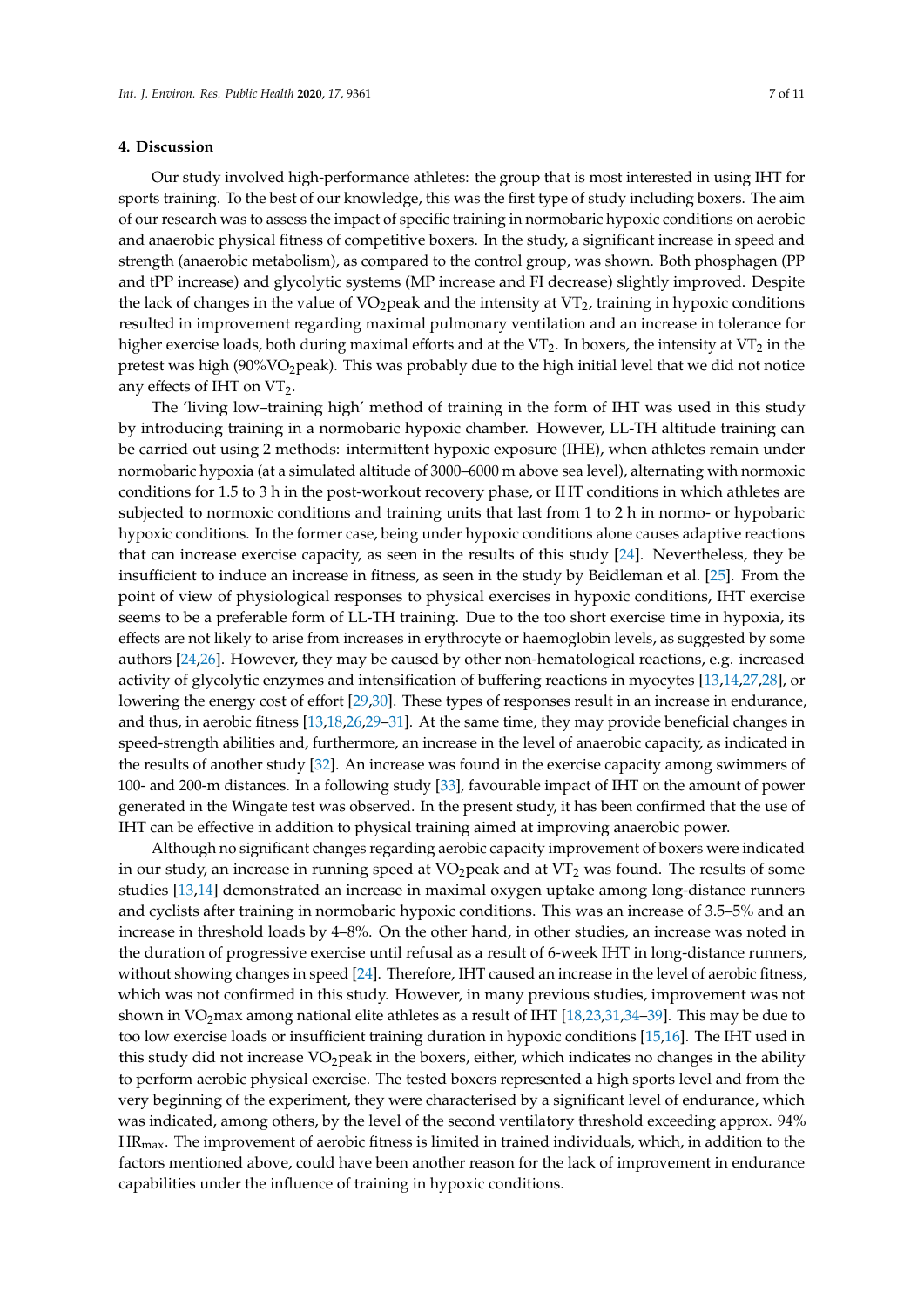## 4. Discussion

Our study involved high-performance athletes: the group that is most interested in using IHT for sports training. To the best of our knowledge, this was the first type of study including boxers. The aim of our research was to assess the impact of specific training in normobaric hypoxic conditions on aerobic and anaerobic physical fitness of competitive boxers. In the study, a significant increase in speed and strength (anaerobic metabolism), as compared to the control group, was shown. Both phosphagen (PP and tPP increase) and glycolytic systems (MP increase and FI decrease) slightly improved. Despite the lack of changes in the value of $VO_2$peak and the intensity at $VT_2$, training in hypoxic conditions resulted in improvement regarding maximal pulmonary ventilation and an increase in tolerance for higher exercise loads, both during maximal efforts and at the $VT_2$. In boxers, the intensity at $VT_2$ in the pretest was high (90%$VO_2$peak). This was probably due to the high initial level that we did not notice any effects of IHT on $VT_2$.

The 'living low–training high' method of training in the form of IHT was used in this study by introducing training in a normobaric hypoxic chamber. However, LL-TH altitude training can be carried out using 2 methods: intermittent hypoxic exposure (IHE), when athletes remain under normobaric hypoxia (at a simulated altitude of 3000–6000 m above sea level), alternating with normoxic conditions for 1.5 to 3 h in the post-workout recovery phase, or IHT conditions in which athletes are subjected to normoxic conditions and training units that last from 1 to 2 h in normo- or hypobaric hypoxic conditions. In the former case, being under hypoxic conditions alone causes adaptive reactions that can increase exercise capacity, as seen in the results of this study [24]. Nevertheless, they be insufficient to induce an increase in fitness, as seen in the study by Beidleman et al. [25]. From the point of view of physiological responses to physical exercises in hypoxic conditions, IHT exercise seems to be a preferable form of LL-TH training. Due to the too short exercise time in hypoxia, its effects are not likely to arise from increases in erythrocyte or haemoglobin levels, as suggested by some authors [24,26]. However, they may be caused by other non-hematological reactions, e.g. increased activity of glycolytic enzymes and intensification of buffering reactions in myocytes [13,14,27,28], or lowering the energy cost of effort [29,30]. These types of responses result in an increase in endurance, and thus, in aerobic fitness [13,18,26,29–31]. At the same time, they may provide beneficial changes in speed-strength abilities and, furthermore, an increase in the level of anaerobic capacity, as indicated in the results of another study [32]. An increase was found in the exercise capacity among swimmers of 100- and 200-m distances. In a following study [33], favourable impact of IHT on the amount of power generated in the Wingate test was observed. In the present study, it has been confirmed that the use of IHT can be effective in addition to physical training aimed at improving anaerobic power.

Although no significant changes regarding aerobic capacity improvement of boxers were indicated in our study, an increase in running speed at $VO_2$peak and at $VT_2$ was found. The results of some studies [13,14] demonstrated an increase in maximal oxygen uptake among long-distance runners and cyclists after training in normobaric hypoxic conditions. This was an increase of 3.5–5% and an increase in threshold loads by 4–8%. On the other hand, in other studies, an increase was noted in the duration of progressive exercise until refusal as a result of 6-week IHT in long-distance runners, without showing changes in speed [24]. Therefore, IHT caused an increase in the level of aerobic fitness, which was not confirmed in this study. However, in many previous studies, improvement was not shown in $VO_2$max among national elite athletes as a result of IHT [18,23,31,34–39]. This may be due to too low exercise loads or insufficient training duration in hypoxic conditions [15,16]. The IHT used in this study did not increase $VO_2$peak in the boxers, either, which indicates no changes in the ability to perform aerobic physical exercise. The tested boxers represented a high sports level and from the very beginning of the experiment, they were characterised by a significant level of endurance, which was indicated, among others, by the level of the second ventilatory threshold exceeding approx. 94% $HR_{max}$. The improvement of aerobic fitness is limited in trained individuals, which, in addition to the factors mentioned above, could have been another reason for the lack of improvement in endurance capabilities under the influence of training in hypoxic conditions.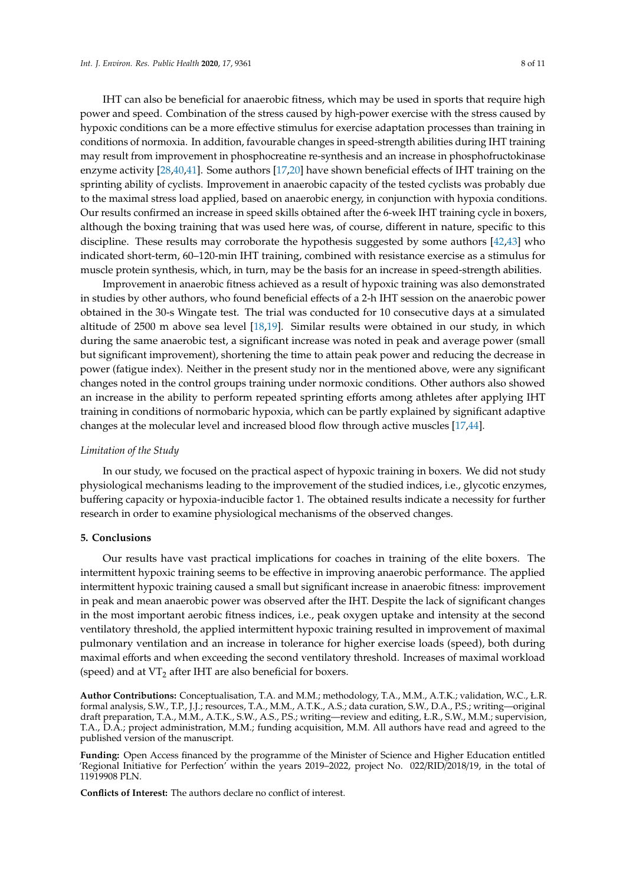IHT can also be beneficial for anaerobic fitness, which may be used in sports that require high power and speed. Combination of the stress caused by high-power exercise with the stress caused by hypoxic conditions can be a more effective stimulus for exercise adaptation processes than training in conditions of normoxia. In addition, favourable changes in speed-strength abilities during IHT training may result from improvement in phosphocreatine re-synthesis and an increase in phosphofructokinase enzyme activity [28,40,41]. Some authors [17,20] have shown beneficial effects of IHT training on the sprinting ability of cyclists. Improvement in anaerobic capacity of the tested cyclists was probably due to the maximal stress load applied, based on anaerobic energy, in conjunction with hypoxia conditions. Our results confirmed an increase in speed skills obtained after the 6-week IHT training cycle in boxers, although the boxing training that was used here was, of course, different in nature, specific to this discipline. These results may corroborate the hypothesis suggested by some authors [42,43] who indicated short-term, 60–120-min IHT training, combined with resistance exercise as a stimulus for muscle protein synthesis, which, in turn, may be the basis for an increase in speed-strength abilities.

Improvement in anaerobic fitness achieved as a result of hypoxic training was also demonstrated in studies by other authors, who found beneficial effects of a 2-h IHT session on the anaerobic power obtained in the 30-s Wingate test. The trial was conducted for 10 consecutive days at a simulated altitude of 2500 m above sea level [18,19]. Similar results were obtained in our study, in which during the same anaerobic test, a significant increase was noted in peak and average power (small but significant improvement), shortening the time to attain peak power and reducing the decrease in power (fatigue index). Neither in the present study nor in the mentioned above, were any significant changes noted in the control groups training under normoxic conditions. Other authors also showed an increase in the ability to perform repeated sprinting efforts among athletes after applying IHT training in conditions of normobaric hypoxia, which can be partly explained by significant adaptive changes at the molecular level and increased blood flow through active muscles [17,44].

*Limitation of the Study*

In our study, we focused on the practical aspect of hypoxic training in boxers. We did not study physiological mechanisms leading to the improvement of the studied indices, i.e., glycotic enzymes, buffering capacity or hypoxia-inducible factor 1. The obtained results indicate a necessity for further research in order to examine physiological mechanisms of the observed changes.

## 5. Conclusions

Our results have vast practical implications for coaches in training of the elite boxers. The intermittent hypoxic training seems to be effective in improving anaerobic performance. The applied intermittent hypoxic training caused a small but significant increase in anaerobic fitness: improvement in peak and mean anaerobic power was observed after the IHT. Despite the lack of significant changes in the most important aerobic fitness indices, i.e., peak oxygen uptake and intensity at the second ventilatory threshold, the applied intermittent hypoxic training resulted in improvement of maximal pulmonary ventilation and an increase in tolerance for higher exercise loads (speed), both during maximal efforts and when exceeding the second ventilatory threshold. Increases of maximal workload (speed) and at $VT_2$ after IHT are also beneficial for boxers.

**Author Contributions:** Conceptualisation, T.A. and M.M.; methodology, T.A., M.M., A.T.K.; validation, W.C., Ł.R. formal analysis, S.W., T.P., J.J.; resources, T.A., M.M., A.T.K., A.S.; data curation, S.W., D.A., P.S.; writing—original draft preparation, T.A., M.M., A.T.K., S.W., A.S., P.S.; writing—review and editing, Ł.R., S.W., M.M.; supervision, T.A., D.A.; project administration, M.M.; funding acquisition, M.M. All authors have read and agreed to the published version of the manuscript.

**Funding:** Open Access financed by the programme of the Minister of Science and Higher Education entitled 'Regional Initiative for Perfection' within the years 2019–2022, project No. 022/RID/2018/19, in the total of 11919908 PLN.

**Conflicts of Interest:** The authors declare no conflict of interest.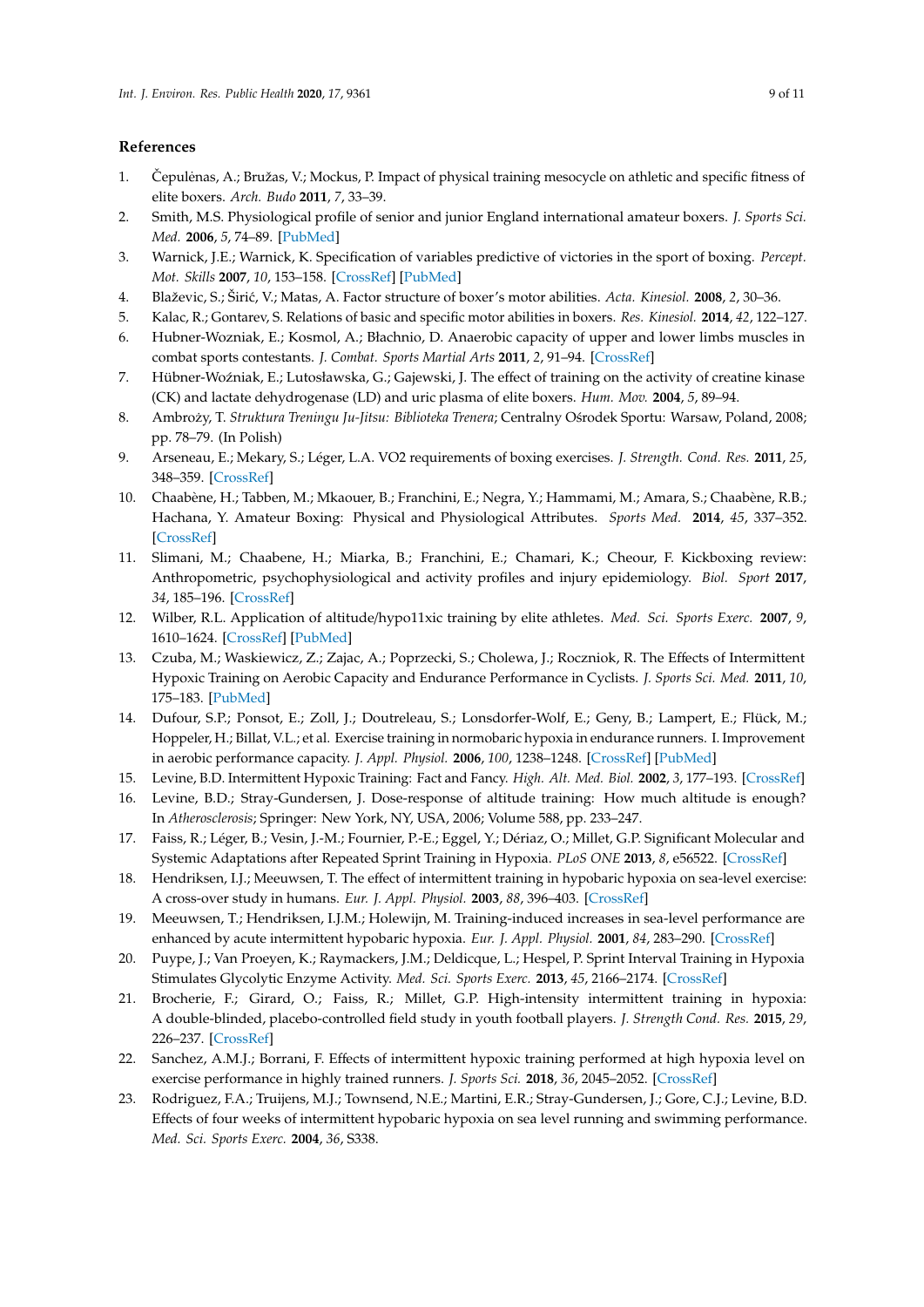## References

1. Čepulėnas, A.; Bružas, V.; Mockus, P. Impact of physical training mesocycle on athletic and specific fitness of elite boxers. *Arch. Budo* **2011**, *7*, 33–39.
2. Smith, M.S. Physiological profile of senior and junior England international amateur boxers. *J. Sports Sci. Med.* **2006**, *5*, 74–89. [PubMed]
3. Warnick, J.E.; Warnick, K. Specification of variables predictive of victories in the sport of boxing. *Percept. Mot. Skills* **2007**, *10*, 153–158. [CrossRef] [PubMed]
4. Blaževic, S.; Širić, V.; Matas, A. Factor structure of boxer's motor abilities. *Acta. Kinesiol.* **2008**, *2*, 30–36.
5. Kalac, R.; Gontarev, S. Relations of basic and specific motor abilities in boxers. *Res. Kinesiol.* **2014**, *42*, 122–127.
6. Hubner-Wozniak, E.; Kosmol, A.; Błachnio, D. Anaerobic capacity of upper and lower limbs muscles in combat sports contestants. *J. Combat. Sports Martial Arts* **2011**, *2*, 91–94. [CrossRef]
7. Hübner-Woźniak, E.; Lutosławska, G.; Gajewski, J. The effect of training on the activity of creatine kinase (CK) and lactate dehydrogenase (LD) and uric plasma of elite boxers. *Hum. Mov.* **2004**, *5*, 89–94.
8. Ambroży, T. *Struktura Treningu Ju-Jitsu: Biblioteka Trenera*; Centralny Ośrodek Sportu: Warsaw, Poland, 2008; pp. 78–79. (In Polish)
9. Arseneau, E.; Mekary, S.; Léger, L.A. VO2 requirements of boxing exercises. *J. Strength. Cond. Res.* **2011**, *25*, 348–359. [CrossRef]
10. Chaabène, H.; Tabben, M.; Mkaouer, B.; Franchini, E.; Negra, Y.; Hammami, M.; Amara, S.; Chaabène, R.B.; Hachana, Y. Amateur Boxing: Physical and Physiological Attributes. *Sports Med.* **2014**, *45*, 337–352. [CrossRef]
11. Slimani, M.; Chaabene, H.; Miarka, B.; Franchini, E.; Chamari, K.; Cheour, F. Kickboxing review: Anthropometric, psychophysiological and activity profiles and injury epidemiology. *Biol. Sport* **2017**, *34*, 185–196. [CrossRef]
12. Wilber, R.L. Application of altitude/hypo11xic training by elite athletes. *Med. Sci. Sports Exerc.* **2007**, *9*, 1610–1624. [CrossRef] [PubMed]
13. Czuba, M.; Waskiewicz, Z.; Zajac, A.; Poprzecki, S.; Cholewa, J.; Roczniok, R. The Effects of Intermittent Hypoxic Training on Aerobic Capacity and Endurance Performance in Cyclists. *J. Sports Sci. Med.* **2011**, *10*, 175–183. [PubMed]
14. Dufour, S.P.; Ponsot, E.; Zoll, J.; Doutreleau, S.; Lonsdorfer-Wolf, E.; Geny, B.; Lampert, E.; Flück, M.; Hoppeler, H.; Billat, V.L.; et al. Exercise training in normobaric hypoxia in endurance runners. I. Improvement in aerobic performance capacity. *J. Appl. Physiol.* **2006**, *100*, 1238–1248. [CrossRef] [PubMed]
15. Levine, B.D. Intermittent Hypoxic Training: Fact and Fancy. *High. Alt. Med. Biol.* **2002**, *3*, 177–193. [CrossRef]
16. Levine, B.D.; Stray-Gundersen, J. Dose-response of altitude training: How much altitude is enough? In *Atherosclerosis*; Springer: New York, NY, USA, 2006; Volume 588, pp. 233–247.
17. Faiss, R.; Léger, B.; Vesin, J.-M.; Fournier, P.-E.; Eggel, Y.; Dériaz, O.; Millet, G.P. Significant Molecular and Systemic Adaptations after Repeated Sprint Training in Hypoxia. *PLoS ONE* **2013**, *8*, e56522. [CrossRef]
18. Hendriksen, I.J.; Meeuwsen, T. The effect of intermittent training in hypobaric hypoxia on sea-level exercise: A cross-over study in humans. *Eur. J. Appl. Physiol.* **2003**, *88*, 396–403. [CrossRef]
19. Meeuwsen, T.; Hendriksen, I.J.M.; Holewijn, M. Training-induced increases in sea-level performance are enhanced by acute intermittent hypobaric hypoxia. *Eur. J. Appl. Physiol.* **2001**, *84*, 283–290. [CrossRef]
20. Puype, J.; Van Proeyen, K.; Raymackers, J.M.; Deldicque, L.; Hespel, P. Sprint Interval Training in Hypoxia Stimulates Glycolytic Enzyme Activity. *Med. Sci. Sports Exerc.* **2013**, *45*, 2166–2174. [CrossRef]
21. Brocherie, F.; Girard, O.; Faiss, R.; Millet, G.P. High-intensity intermittent training in hypoxia: A double-blinded, placebo-controlled field study in youth football players. *J. Strength Cond. Res.* **2015**, *29*, 226–237. [CrossRef]
22. Sanchez, A.M.J.; Borrani, F. Effects of intermittent hypoxic training performed at high hypoxia level on exercise performance in highly trained runners. *J. Sports Sci.* **2018**, *36*, 2045–2052. [CrossRef]
23. Rodriguez, F.A.; Truijens, M.J.; Townsend, N.E.; Martini, E.R.; Stray-Gundersen, J.; Gore, C.J.; Levine, B.D. Effects of four weeks of intermittent hypobaric hypoxia on sea level running and swimming performance. *Med. Sci. Sports Exerc.* **2004**, *36*, S338.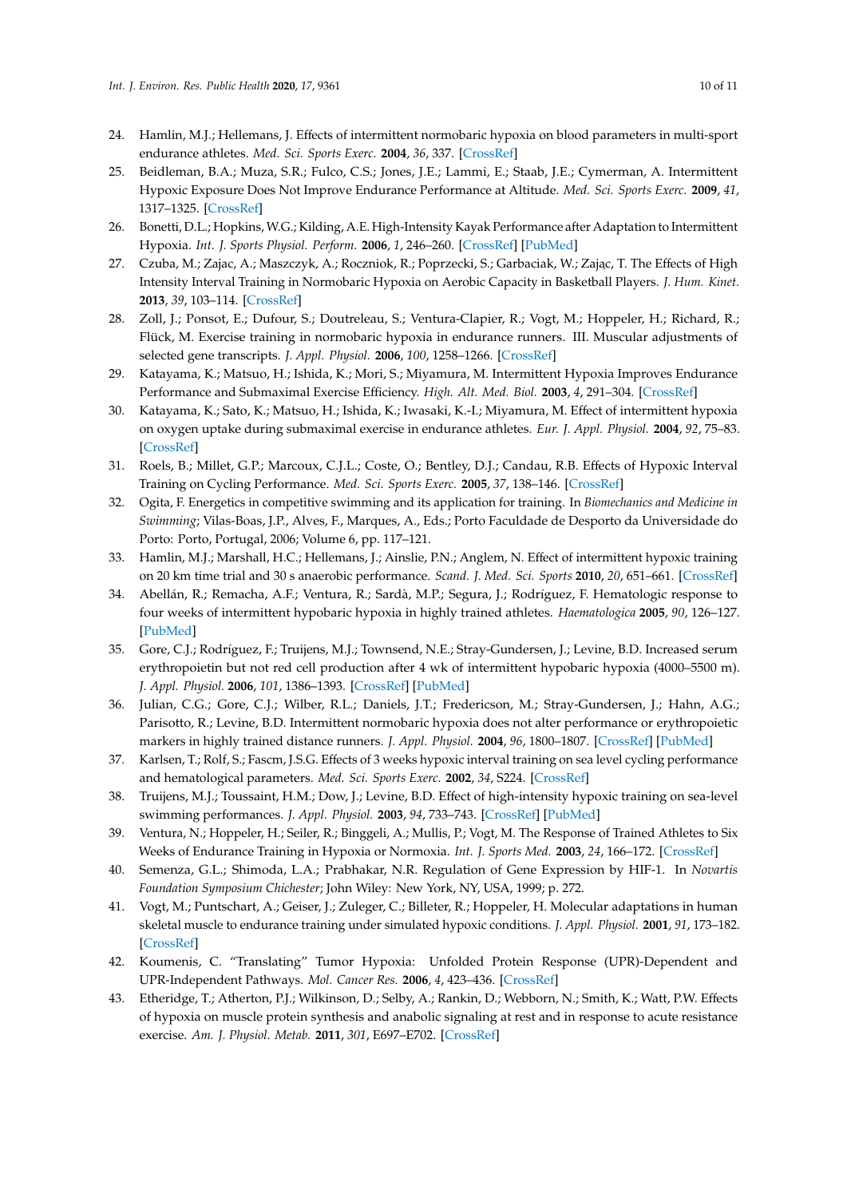24. Hamlin, M.J.; Hellemans, J. Effects of intermittent normobaric hypoxia on blood parameters in multi-sport endurance athletes. *Med. Sci. Sports Exerc.* **2004**, *36*, 337. [CrossRef]
25. Beidleman, B.A.; Muza, S.R.; Fulco, C.S.; Jones, J.E.; Lammi, E.; Staab, J.E.; Cymerman, A. Intermittent Hypoxic Exposure Does Not Improve Endurance Performance at Altitude. *Med. Sci. Sports Exerc.* **2009**, *41*, 1317–1325. [CrossRef]
26. Bonetti, D.L.; Hopkins, W.G.; Kilding, A.E. High-Intensity Kayak Performance after Adaptation to Intermittent Hypoxia. *Int. J. Sports Physiol. Perform.* **2006**, *1*, 246–260. [CrossRef] [PubMed]
27. Czuba, M.; Zajac, A.; Maszczyk, A.; Roczniok, R.; Poprzecki, S.; Garbaciak, W.; Zając, T. The Effects of High Intensity Interval Training in Normobaric Hypoxia on Aerobic Capacity in Basketball Players. *J. Hum. Kinet.* **2013**, *39*, 103–114. [CrossRef]
28. Zoll, J.; Ponsot, E.; Dufour, S.; Doutreleau, S.; Ventura-Clapier, R.; Vogt, M.; Hoppeler, H.; Richard, R.; Flück, M. Exercise training in normobaric hypoxia in endurance runners. III. Muscular adjustments of selected gene transcripts. *J. Appl. Physiol.* **2006**, *100*, 1258–1266. [CrossRef]
29. Katayama, K.; Matsuo, H.; Ishida, K.; Mori, S.; Miyamura, M. Intermittent Hypoxia Improves Endurance Performance and Submaximal Exercise Efficiency. *High. Alt. Med. Biol.* **2003**, *4*, 291–304. [CrossRef]
30. Katayama, K.; Sato, K.; Matsuo, H.; Ishida, K.; Iwasaki, K.-I.; Miyamura, M. Effect of intermittent hypoxia on oxygen uptake during submaximal exercise in endurance athletes. *Eur. J. Appl. Physiol.* **2004**, *92*, 75–83. [CrossRef]
31. Roels, B.; Millet, G.P.; Marcoux, C.J.L.; Coste, O.; Bentley, D.J.; Candau, R.B. Effects of Hypoxic Interval Training on Cycling Performance. *Med. Sci. Sports Exerc.* **2005**, *37*, 138–146. [CrossRef]
32. Ogita, F. Energetics in competitive swimming and its application for training. In *Biomechanics and Medicine in Swimming*; Vilas-Boas, J.P., Alves, F., Marques, A., Eds.; Porto Faculdade de Desporto da Universidade do Porto: Porto, Portugal, 2006; Volume 6, pp. 117–121.
33. Hamlin, M.J.; Marshall, H.C.; Hellemans, J.; Ainslie, P.N.; Anglem, N. Effect of intermittent hypoxic training on 20 km time trial and 30 s anaerobic performance. *Scand. J. Med. Sci. Sports* **2010**, *20*, 651–661. [CrossRef]
34. Abellán, R.; Remacha, A.F.; Ventura, R.; Sardà, M.P.; Segura, J.; Rodríguez, F. Hematologic response to four weeks of intermittent hypobaric hypoxia in highly trained athletes. *Haematologica* **2005**, *90*, 126–127. [PubMed]
35. Gore, C.J.; Rodríguez, F.; Truijens, M.J.; Townsend, N.E.; Stray-Gundersen, J.; Levine, B.D. Increased serum erythropoietin but not red cell production after 4 wk of intermittent hypobaric hypoxia (4000–5500 m). *J. Appl. Physiol.* **2006**, *101*, 1386–1393. [CrossRef] [PubMed]
36. Julian, C.G.; Gore, C.J.; Wilber, R.L.; Daniels, J.T.; Fredericson, M.; Stray-Gundersen, J.; Hahn, A.G.; Parisotto, R.; Levine, B.D. Intermittent normobaric hypoxia does not alter performance or erythropoietic markers in highly trained distance runners. *J. Appl. Physiol.* **2004**, *96*, 1800–1807. [CrossRef] [PubMed]
37. Karlsen, T.; Rolf, S.; Fascm, J.S.G. Effects of 3 weeks hypoxic interval training on sea level cycling performance and hematological parameters. *Med. Sci. Sports Exerc.* **2002**, *34*, S224. [CrossRef]
38. Truijens, M.J.; Toussaint, H.M.; Dow, J.; Levine, B.D. Effect of high-intensity hypoxic training on sea-level swimming performances. *J. Appl. Physiol.* **2003**, *94*, 733–743. [CrossRef] [PubMed]
39. Ventura, N.; Hoppeler, H.; Seiler, R.; Binggeli, A.; Mullis, P.; Vogt, M. The Response of Trained Athletes to Six Weeks of Endurance Training in Hypoxia or Normoxia. *Int. J. Sports Med.* **2003**, *24*, 166–172. [CrossRef]
40. Semenza, G.L.; Shimoda, L.A.; Prabhakar, N.R. Regulation of Gene Expression by HIF-1. In *Novartis Foundation Symposium Chichester*; John Wiley: New York, NY, USA, 1999; p. 272.
41. Vogt, M.; Puntschart, A.; Geiser, J.; Zuleger, C.; Billeter, R.; Hoppeler, H. Molecular adaptations in human skeletal muscle to endurance training under simulated hypoxic conditions. *J. Appl. Physiol.* **2001**, *91*, 173–182. [CrossRef]
42. Koumenis, C. "Translating" Tumor Hypoxia: Unfolded Protein Response (UPR)-Dependent and UPR-Independent Pathways. *Mol. Cancer Res.* **2006**, *4*, 423–436. [CrossRef]
43. Etheridge, T.; Atherton, P.J.; Wilkinson, D.; Selby, A.; Rankin, D.; Webborn, N.; Smith, K.; Watt, P.W. Effects of hypoxia on muscle protein synthesis and anabolic signaling at rest and in response to acute resistance exercise. *Am. J. Physiol. Metab.* **2011**, *301*, E697–E702. [CrossRef]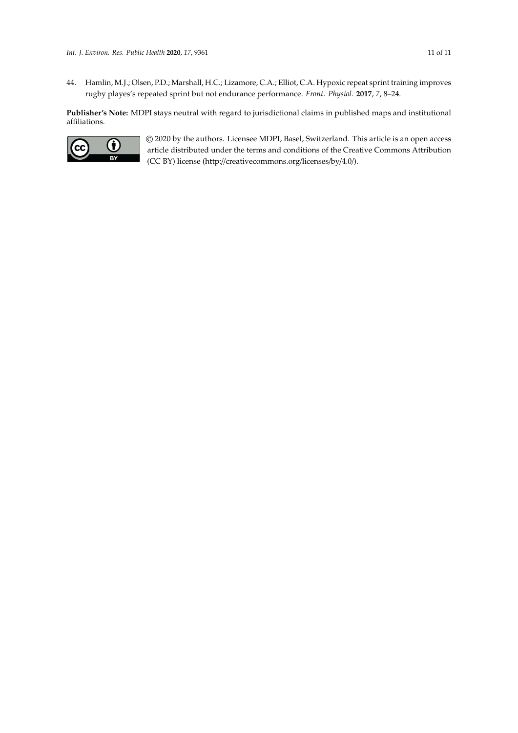44. Hamlin, M.J.; Olsen, P.D.; Marshall, H.C.; Lizamore, C.A.; Elliot, C.A. Hypoxic repeat sprint training improves rugby playes's repeated sprint but not endurance performance. *Front. Physiol.* **2017**, *7*, 8–24.

**Publisher's Note:** MDPI stays neutral with regard to jurisdictional claims in published maps and institutional affiliations.

© 2020 by the authors. Licensee MDPI, Basel, Switzerland. This article is an open access article distributed under the terms and conditions of the Creative Commons Attribution (CC BY) license (http://creativecommons.org/licenses/by/4.0/).